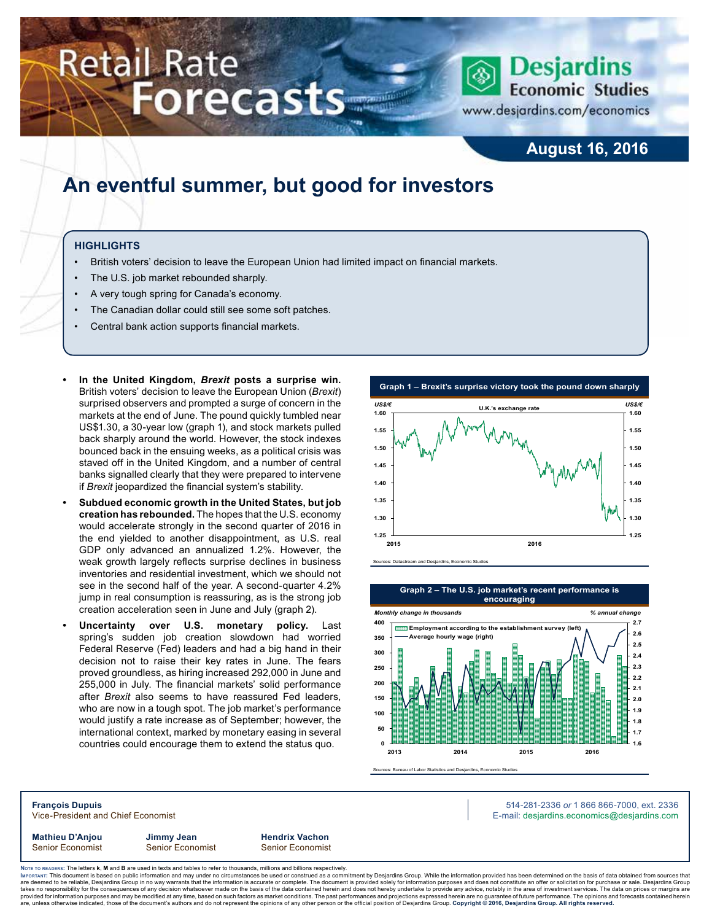# Retail Rate Forecasts

**Desjardins Economic Studies**
www.desjardins.com/economics

**August 16, 2016**

# An eventful summer, but good for investors

## HIGHLIGHTS

- British voters' decision to leave the European Union had limited impact on financial markets.
- The U.S. job market rebounded sharply.
- A very tough spring for Canada's economy.
- The Canadian dollar could still see some soft patches.
- Central bank action supports financial markets.

- **In the United Kingdom, *Brexit* posts a surprise win.** British voters' decision to leave the European Union (*Brexit*) surprised observers and prompted a surge of concern in the markets at the end of June. The pound quickly tumbled near US$1.30, a 30-year low (graph 1), and stock markets pulled back sharply around the world. However, the stock indexes bounced back in the ensuing weeks, as a political crisis was staved off in the United Kingdom, and a number of central banks signalled clearly that they were prepared to intervene if *Brexit* jeopardized the financial system's stability.
- **Subdued economic growth in the United States, but job creation has rebounded.** The hopes that the U.S. economy would accelerate strongly in the second quarter of 2016 in the end yielded to another disappointment, as U.S. real GDP only advanced an annualized 1.2%. However, the weak growth largely reflects surprise declines in business inventories and residential investment, which we should not see in the second half of the year. A second-quarter 4.2% jump in real consumption is reassuring, as is the strong job creation acceleration seen in June and July (graph 2).
- **Uncertainty over U.S. monetary policy.** Last spring's sudden job creation slowdown had worried Federal Reserve (Fed) leaders and had a big hand in their decision not to raise their key rates in June. The fears proved groundless, as hiring increased 292,000 in June and 255,000 in July. The financial markets' solid performance after *Brexit* also seems to have reassured Fed leaders, who are now in a tough spot. The job market's performance would justify a rate increase as of September; however, the international context, marked by monetary easing in several countries could encourage them to extend the status quo.

**Graph 1 – Brexit's surprise victory took the pound down sharply**

Sources: Datastream and Desjardins, Economic Studies

**Graph 2 – The U.S. job market's recent performance is encouraging**

Sources: Bureau of Labor Statistics and Desjardins, Economic Studies

**François Dupuis**
Vice-President and Chief Economist

514-281-2336 *or* 1 866 866-7000, ext. 2336
E-mail: desjardins.economics@desjardins.com

**Mathieu D'Anjou** Senior Economist
**Jimmy Jean** Senior Economist
**Hendrix Vachon** Senior Economist

NOTE TO READERS: The letters **k**, **M** and **B** are used in texts and tables to refer to thousands, millions and billions respectively.
IMPORTANT: This document is based on public information and may under no circumstances be used or construed as a commitment by Desjardins Group. While the information provided has been determined on the basis of data obtained from sources that are deemed to be reliable, Desjardins Group in no way warrants that the information is accurate or complete. The document is provided solely for information purposes and does not constitute an offer or solicitation for purchase or sale. Desjardins Group takes no responsibility for the consequences of any decision whatsoever made on the basis of the data contained herein and does not hereby undertake to provide any advice, notably in the area of investment services. The data on prices or margins are provided for information purposes and may be modified at any time, based on such factors as market conditions. The past performances and projections expressed herein are no guarantee of future performance. The opinions and forecasts contained herein are, unless otherwise indicated, those of the document's authors and do not represent the opinions of any other person or the official position of Desjardins Group. **Copyright © 2016, Desjardins Group. All rights reserved.**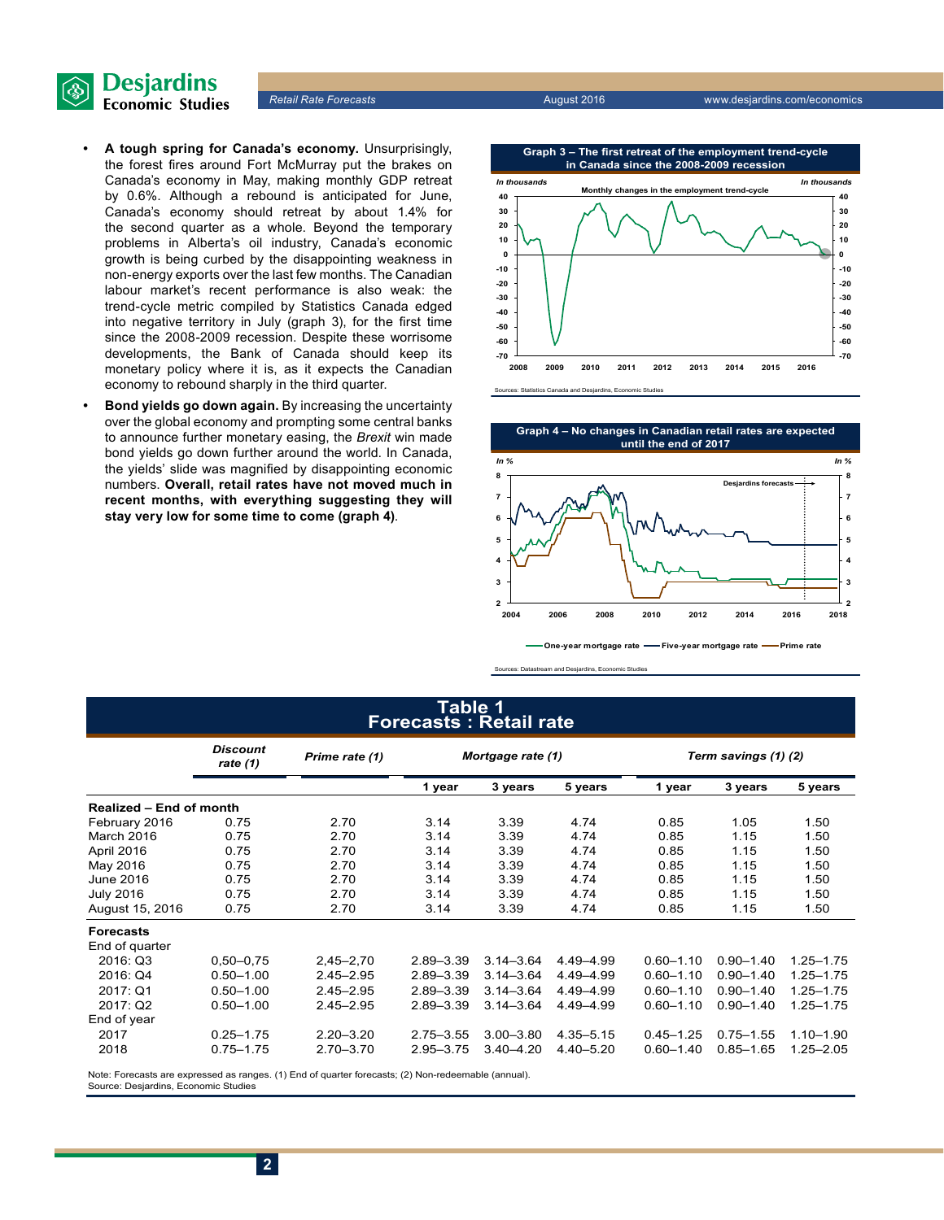- **A tough spring for Canada's economy.** Unsurprisingly, the forest fires around Fort McMurray put the brakes on Canada's economy in May, making monthly GDP retreat by 0.6%. Although a rebound is anticipated for June, Canada's economy should retreat by about 1.4% for the second quarter as a whole. Beyond the temporary problems in Alberta's oil industry, Canada's economic growth is being curbed by the disappointing weakness in non-energy exports over the last few months. The Canadian labour market's recent performance is also weak: the trend-cycle metric compiled by Statistics Canada edged into negative territory in July (graph 3), for the first time since the 2008-2009 recession. Despite these worrisome developments, the Bank of Canada should keep its monetary policy where it is, as it expects the Canadian economy to rebound sharply in the third quarter.
- **Bond yields go down again.** By increasing the uncertainty over the global economy and prompting some central banks to announce further monetary easing, the *Brexit* win made bond yields go down further around the world. In Canada, the yields' slide was magnified by disappointing economic numbers. **Overall, retail rates have not moved much in recent months, with everything suggesting they will stay very low for some time to come (graph 4)**.

**Graph 3 – The first retreat of the employment trend-cycle in Canada since the 2008-2009 recession**

Sources: Statistics Canada and Desjardins, Economic Studies

**Graph 4 – No changes in Canadian retail rates are expected until the end of 2017**

Sources: Datastream and Desjardins, Economic Studies

## Table 1
## Forecasts : Retail rate

| | *Discount rate (1)* | *Prime rate (1)* | *Mortgage rate (1)* | | | *Term savings (1) (2)* | | |
|---|---|---|---|---|---|---|---|---|
| | | | **1 year** | **3 years** | **5 years** | **1 year** | **3 years** | **5 years** |
| **Realized – End of month** | | | | | | | | |
| February 2016 | 0.75 | 2.70 | 3.14 | 3.39 | 4.74 | 0.85 | 1.05 | 1.50 |
| March 2016 | 0.75 | 2.70 | 3.14 | 3.39 | 4.74 | 0.85 | 1.15 | 1.50 |
| April 2016 | 0.75 | 2.70 | 3.14 | 3.39 | 4.74 | 0.85 | 1.15 | 1.50 |
| May 2016 | 0.75 | 2.70 | 3.14 | 3.39 | 4.74 | 0.85 | 1.15 | 1.50 |
| June 2016 | 0.75 | 2.70 | 3.14 | 3.39 | 4.74 | 0.85 | 1.15 | 1.50 |
| July 2016 | 0.75 | 2.70 | 3.14 | 3.39 | 4.74 | 0.85 | 1.15 | 1.50 |
| August 15, 2016 | 0.75 | 2.70 | 3.14 | 3.39 | 4.74 | 0.85 | 1.15 | 1.50 |
| **Forecasts** | | | | | | | | |
| End of quarter | | | | | | | | |
| 2016: Q3 | 0,50–0,75 | 2,45–2,70 | 2.89–3.39 | 3.14–3.64 | 4.49–4.99 | 0.60–1.10 | 0.90–1.40 | 1.25–1.75 |
| 2016: Q4 | 0.50–1.00 | 2.45–2.95 | 2.89–3.39 | 3.14–3.64 | 4.49–4.99 | 0.60–1.10 | 0.90–1.40 | 1.25–1.75 |
| 2017: Q1 | 0.50–1.00 | 2.45–2.95 | 2.89–3.39 | 3.14–3.64 | 4.49–4.99 | 0.60–1.10 | 0.90–1.40 | 1.25–1.75 |
| 2017: Q2 | 0.50–1.00 | 2.45–2.95 | 2.89–3.39 | 3.14–3.64 | 4.49–4.99 | 0.60–1.10 | 0.90–1.40 | 1.25–1.75 |
| End of year | | | | | | | | |
| 2017 | 0.25–1.75 | 2.20–3.20 | 2.75–3.55 | 3.00–3.80 | 4.35–5.15 | 0.45–1.25 | 0.75–1.55 | 1.10–1.90 |
| 2018 | 0.75–1.75 | 2.70–3.70 | 2.95–3.75 | 3.40–4.20 | 4.40–5.20 | 0.60–1.40 | 0.85–1.65 | 1.25–2.05 |

Note: Forecasts are expressed as ranges. (1) End of quarter forecasts; (2) Non-redeemable (annual).
Source: Desjardins, Economic Studies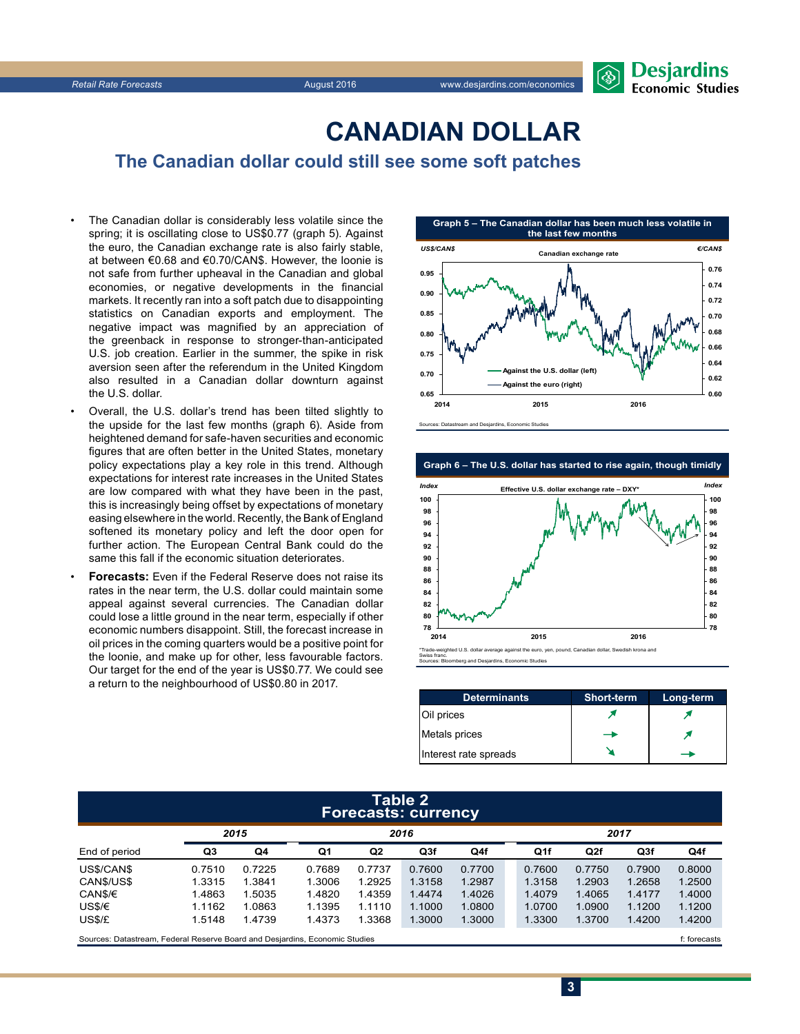# CANADIAN DOLLAR

## The Canadian dollar could still see some soft patches

- The Canadian dollar is considerably less volatile since the spring; it is oscillating close to US$0.77 (graph 5). Against the euro, the Canadian exchange rate is also fairly stable, at between €0.68 and €0.70/CAN$. However, the loonie is not safe from further upheaval in the Canadian and global economies, or negative developments in the financial markets. It recently ran into a soft patch due to disappointing statistics on Canadian exports and employment. The negative impact was magnified by an appreciation of the greenback in response to stronger-than-anticipated U.S. job creation. Earlier in the summer, the spike in risk aversion seen after the referendum in the United Kingdom also resulted in a Canadian dollar downturn against the U.S. dollar.
- Overall, the U.S. dollar's trend has been tilted slightly to the upside for the last few months (graph 6). Aside from heightened demand for safe-haven securities and economic figures that are often better in the United States, monetary policy expectations play a key role in this trend. Although expectations for interest rate increases in the United States are low compared with what they have been in the past, this is increasingly being offset by expectations of monetary easing elsewhere in the world. Recently, the Bank of England softened its monetary policy and left the door open for further action. The European Central Bank could do the same this fall if the economic situation deteriorates.
- **Forecasts:** Even if the Federal Reserve does not raise its rates in the near term, the U.S. dollar could maintain some appeal against several currencies. The Canadian dollar could lose a little ground in the near term, especially if other economic numbers disappoint. Still, the forecast increase in oil prices in the coming quarters would be a positive point for the loonie, and make up for other, less favourable factors. Our target for the end of the year is US$0.77. We could see a return to the neighbourhood of US$0.80 in 2017.

**Graph 5 – The Canadian dollar has been much less volatile in the last few months**

Canadian exchange rate — Against the U.S. dollar (left, US$/CAN$); Against the euro (right, €/CAN$)

Sources: Datastream and Desjardins, Economic Studies

**Graph 6 – The U.S. dollar has started to rise again, though timidly**

Effective U.S. dollar exchange rate – DXY* (Index)

*Trade-weighted U.S. dollar average against the euro, yen, pound, Canadian dollar, Swedish krona and Swiss franc.
Sources: Bloomberg and Desjardins, Economic Studies

| Determinants | Short-term | Long-term |
|---|---|---|
| Oil prices | ↗ | ↗ |
| Metals prices | → | ↗ |
| Interest rate spreads | ↘ | → |

**Table 2 – Forecasts: currency**

| End of period | 2015 Q3 | 2015 Q4 | 2016 Q1 | 2016 Q2 | 2016 Q3f | 2016 Q4f | 2017 Q1f | 2017 Q2f | 2017 Q3f | 2017 Q4f |
|---|---|---|---|---|---|---|---|---|---|---|
| US$/CAN$ | 0.7510 | 0.7225 | 0.7689 | 0.7737 | 0.7600 | 0.7700 | 0.7600 | 0.7750 | 0.7900 | 0.8000 |
| CAN$/US$ | 1.3315 | 1.3841 | 1.3006 | 1.2925 | 1.3158 | 1.2987 | 1.3158 | 1.2903 | 1.2658 | 1.2500 |
| CAN$/€ | 1.4863 | 1.5035 | 1.4820 | 1.4359 | 1.4474 | 1.4026 | 1.4079 | 1.4065 | 1.4177 | 1.4000 |
| US$/€ | 1.1162 | 1.0863 | 1.1395 | 1.1110 | 1.1000 | 1.0800 | 1.0700 | 1.0900 | 1.1200 | 1.1200 |
| US$/£ | 1.5148 | 1.4739 | 1.4373 | 1.3368 | 1.3000 | 1.3000 | 1.3300 | 1.3700 | 1.4200 | 1.4200 |

Sources: Datastream, Federal Reserve Board and Desjardins, Economic Studies — f: forecasts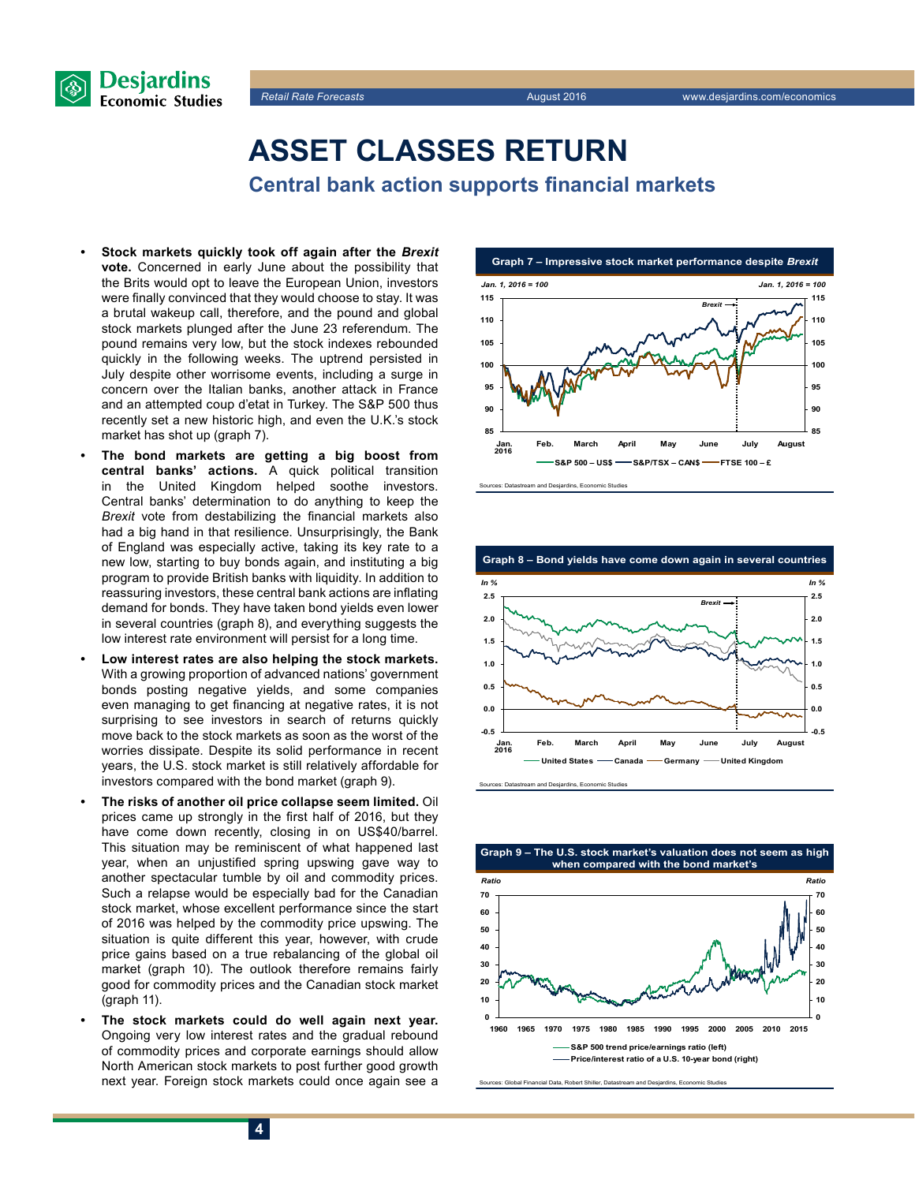# ASSET CLASSES RETURN

## Central bank action supports financial markets

- **Stock markets quickly took off again after the *Brexit* vote.** Concerned in early June about the possibility that the Brits would opt to leave the European Union, investors were finally convinced that they would choose to stay. It was a brutal wakeup call, therefore, and the pound and global stock markets plunged after the June 23 referendum. The pound remains very low, but the stock indexes rebounded quickly in the following weeks. The uptrend persisted in July despite other worrisome events, including a surge in concern over the Italian banks, another attack in France and an attempted coup d'etat in Turkey. The S&P 500 thus recently set a new historic high, and even the U.K.'s stock market has shot up (graph 7).
- **The bond markets are getting a big boost from central banks' actions.** A quick political transition in the United Kingdom helped soothe investors. Central banks' determination to do anything to keep the *Brexit* vote from destabilizing the financial markets also had a big hand in that resilience. Unsurprisingly, the Bank of England was especially active, taking its key rate to a new low, starting to buy bonds again, and instituting a big program to provide British banks with liquidity. In addition to reassuring investors, these central bank actions are inflating demand for bonds. They have taken bond yields even lower in several countries (graph 8), and everything suggests the low interest rate environment will persist for a long time.
- **Low interest rates are also helping the stock markets.** With a growing proportion of advanced nations' government bonds posting negative yields, and some companies even managing to get financing at negative rates, it is not surprising to see investors in search of returns quickly move back to the stock markets as soon as the worst of the worries dissipate. Despite its solid performance in recent years, the U.S. stock market is still relatively affordable for investors compared with the bond market (graph 9).
- **The risks of another oil price collapse seem limited.** Oil prices came up strongly in the first half of 2016, but they have come down recently, closing in on US$40/barrel. This situation may be reminiscent of what happened last year, when an unjustified spring upswing gave way to another spectacular tumble by oil and commodity prices. Such a relapse would be especially bad for the Canadian stock market, whose excellent performance since the start of 2016 was helped by the commodity price upswing. The situation is quite different this year, however, with crude price gains based on a true rebalancing of the global oil market (graph 10). The outlook therefore remains fairly good for commodity prices and the Canadian stock market (graph 11).
- **The stock markets could do well again next year.** Ongoing very low interest rates and the gradual rebound of commodity prices and corporate earnings should allow North American stock markets to post further good growth next year. Foreign stock markets could once again see a

**Graph 7 – Impressive stock market performance despite *Brexit***

Jan. 1, 2016 = 100

S&P 500 – US$ | S&P/TSX – CAN$ | FTSE 100 – £

Sources: Datastream and Desjardins, Economic Studies

**Graph 8 – Bond yields have come down again in several countries**

In %

United States | Canada | Germany | United Kingdom

Sources: Datastream and Desjardins, Economic Studies

**Graph 9 – The U.S. stock market's valuation does not seem as high when compared with the bond market's**

Ratio

S&P 500 trend price/earnings ratio (left)
Price/interest ratio of a U.S. 10-year bond (right)

Sources: Global Financial Data, Robert Shiller, Datastream and Desjardins, Economic Studies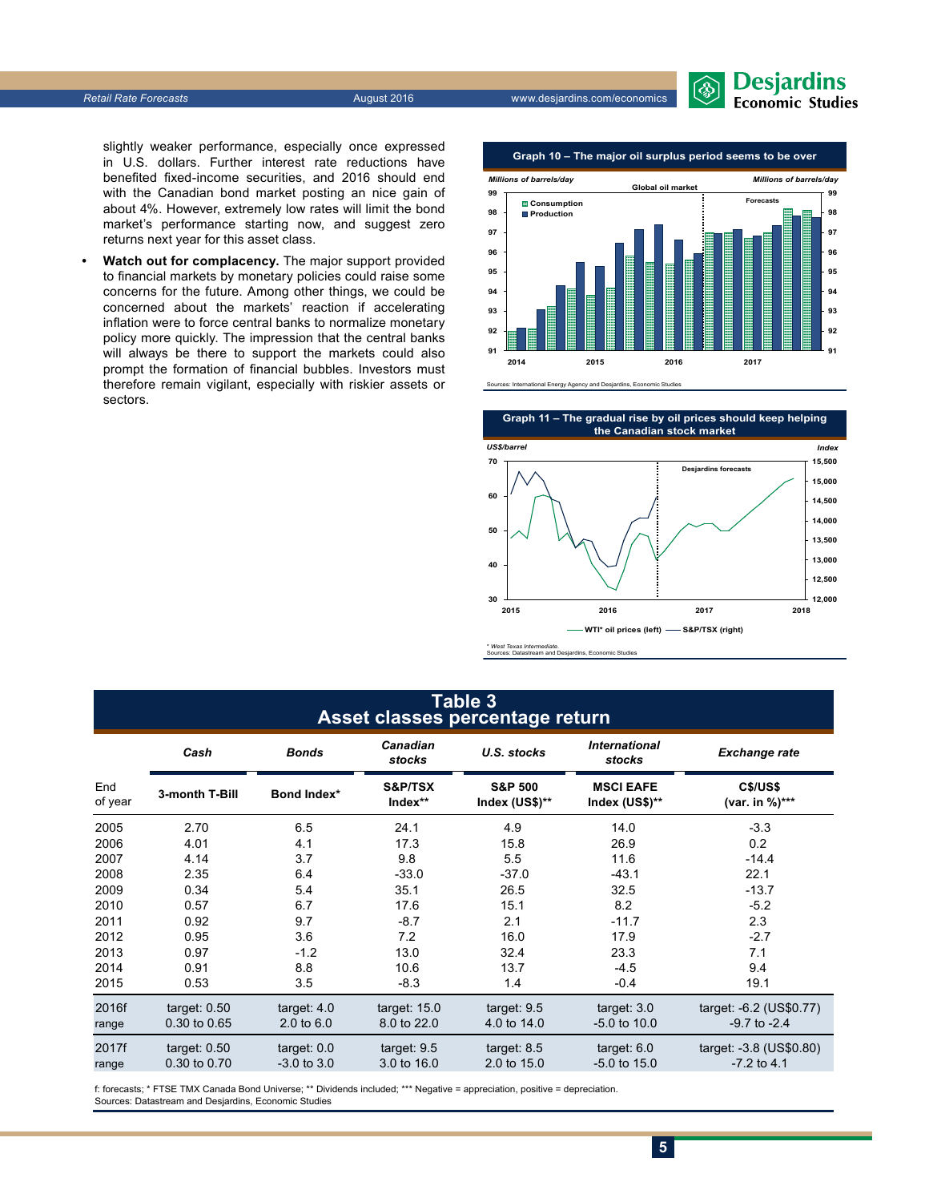slightly weaker performance, especially once expressed in U.S. dollars. Further interest rate reductions have benefited fixed-income securities, and 2016 should end with the Canadian bond market posting an nice gain of about 4%. However, extremely low rates will limit the bond market's performance starting now, and suggest zero returns next year for this asset class.

- **Watch out for complacency.** The major support provided to financial markets by monetary policies could raise some concerns for the future. Among other things, we could be concerned about the markets' reaction if accelerating inflation were to force central banks to normalize monetary policy more quickly. The impression that the central banks will always be there to support the markets could also prompt the formation of financial bubbles. Investors must therefore remain vigilant, especially with riskier assets or sectors.

**Graph 10 – The major oil surplus period seems to be over**

Millions of barrels/day

Global oil market

Millions of barrels/day

Consumption
Production

Forecasts

99
98
97
96
95
94
93
92
91

2014
2015
2016
2017

Sources: International Energy Agency and Desjardins, Economic Studies

**Graph 11 – The gradual rise by oil prices should keep helping the Canadian stock market**

US$/barrel

Index

Desjardins forecasts

70
60
50
40
30

15,500
15,000
14,500
14,000
13,500
13,000
12,500
12,000

2015
2016
2017
2018

WTI* oil prices (left)
S&P/TSX (right)

\* West Texas Intermediate.
Sources: Datastream and Desjardins, Economic Studies

## Table 3
## Asset classes percentage return

| | *Cash* | *Bonds* | *Canadian stocks* | *U.S. stocks* | *International stocks* | *Exchange rate* |
|---|---|---|---|---|---|---|
| End of year | **3-month T-Bill** | **Bond Index*** | **S&P/TSX Index**** | **S&P 500 Index (US$)**** | **MSCI EAFE Index (US$)**** | **C$/US$ (var. in %)***** |
| 2005 | 2.70 | 6.5 | 24.1 | 4.9 | 14.0 | -3.3 |
| 2006 | 4.01 | 4.1 | 17.3 | 15.8 | 26.9 | 0.2 |
| 2007 | 4.14 | 3.7 | 9.8 | 5.5 | 11.6 | -14.4 |
| 2008 | 2.35 | 6.4 | -33.0 | -37.0 | -43.1 | 22.1 |
| 2009 | 0.34 | 5.4 | 35.1 | 26.5 | 32.5 | -13.7 |
| 2010 | 0.57 | 6.7 | 17.6 | 15.1 | 8.2 | -5.2 |
| 2011 | 0.92 | 9.7 | -8.7 | 2.1 | -11.7 | 2.3 |
| 2012 | 0.95 | 3.6 | 7.2 | 16.0 | 17.9 | -2.7 |
| 2013 | 0.97 | -1.2 | 13.0 | 32.4 | 23.3 | 7.1 |
| 2014 | 0.91 | 8.8 | 10.6 | 13.7 | -4.5 | 9.4 |
| 2015 | 0.53 | 3.5 | -8.3 | 1.4 | -0.4 | 19.1 |
| 2016f | target: 0.50 | target: 4.0 | target: 15.0 | target: 9.5 | target: 3.0 | target: -6.2 (US$0.77) |
| range | 0.30 to 0.65 | 2.0 to 6.0 | 8.0 to 22.0 | 4.0 to 14.0 | -5.0 to 10.0 | -9.7 to -2.4 |
| 2017f | target: 0.50 | target: 0.0 | target: 9.5 | target: 8.5 | target: 6.0 | target: -3.8 (US$0.80) |
| range | 0.30 to 0.70 | -3.0 to 3.0 | 3.0 to 16.0 | 2.0 to 15.0 | -5.0 to 15.0 | -7.2 to 4.1 |

f: forecasts; * FTSE TMX Canada Bond Universe; ** Dividends included; *** Negative = appreciation, positive = depreciation.
Sources: Datastream and Desjardins, Economic Studies